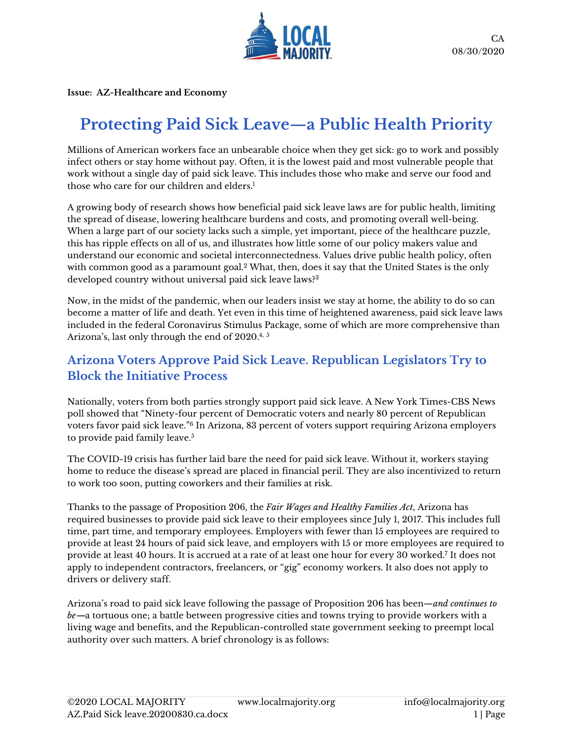CA
08/30/2020

**Issue: AZ-Healthcare and Economy**

# Protecting Paid Sick Leave—a Public Health Priority

Millions of American workers face an unbearable choice when they get sick: go to work and possibly infect others or stay home without pay. Often, it is the lowest paid and most vulnerable people that work without a single day of paid sick leave. This includes those who make and serve our food and those who care for our children and elders.[1]

A growing body of research shows how beneficial paid sick leave laws are for public health, limiting the spread of disease, lowering healthcare burdens and costs, and promoting overall well-being. When a large part of our society lacks such a simple, yet important, piece of the healthcare puzzle, this has ripple effects on all of us, and illustrates how little some of our policy makers value and understand our economic and societal interconnectedness. Values drive public health policy, often with common good as a paramount goal.[2] What, then, does it say that the United States is the only developed country without universal paid sick leave laws?[3]

Now, in the midst of the pandemic, when our leaders insist we stay at home, the ability to do so can become a matter of life and death. Yet even in this time of heightened awareness, paid sick leave laws included in the federal Coronavirus Stimulus Package, some of which are more comprehensive than Arizona's, last only through the end of 2020.[4, 5]

## Arizona Voters Approve Paid Sick Leave. Republican Legislators Try to Block the Initiative Process

Nationally, voters from both parties strongly support paid sick leave. A New York Times-CBS News poll showed that "Ninety-four percent of Democratic voters and nearly 80 percent of Republican voters favor paid sick leave."[6] In Arizona, 83 percent of voters support requiring Arizona employers to provide paid family leave.[5]

The COVID-19 crisis has further laid bare the need for paid sick leave. Without it, workers staying home to reduce the disease's spread are placed in financial peril. They are also incentivized to return to work too soon, putting coworkers and their families at risk.

Thanks to the passage of Proposition 206, the *Fair Wages and Healthy Families Act*, Arizona has required businesses to provide paid sick leave to their employees since July 1, 2017. This includes full time, part time, and temporary employees. Employers with fewer than 15 employees are required to provide at least 24 hours of paid sick leave, and employers with 15 or more employees are required to provide at least 40 hours. It is accrued at a rate of at least one hour for every 30 worked.[7] It does not apply to independent contractors, freelancers, or "gig" economy workers. It also does not apply to drivers or delivery staff.

Arizona's road to paid sick leave following the passage of Proposition 206 has been—*and continues to be*—a tortuous one; a battle between progressive cities and towns trying to provide workers with a living wage and benefits, and the Republican-controlled state government seeking to preempt local authority over such matters. A brief chronology is as follows: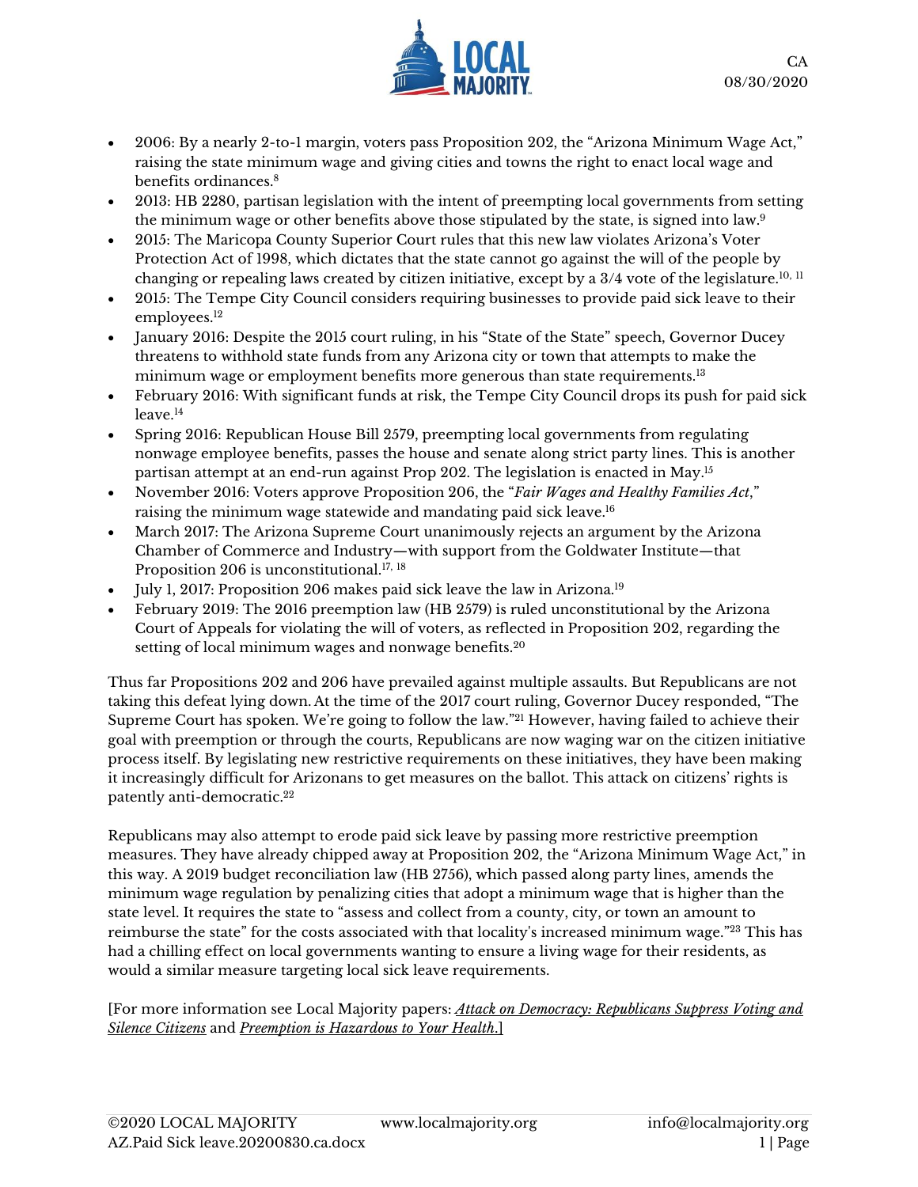- 2006: By a nearly 2-to-1 margin, voters pass Proposition 202, the "Arizona Minimum Wage Act," raising the state minimum wage and giving cities and towns the right to enact local wage and benefits ordinances.[8]
- 2013: HB 2280, partisan legislation with the intent of preempting local governments from setting the minimum wage or other benefits above those stipulated by the state, is signed into law.[9]
- 2015: The Maricopa County Superior Court rules that this new law violates Arizona's Voter Protection Act of 1998, which dictates that the state cannot go against the will of the people by changing or repealing laws created by citizen initiative, except by a 3/4 vote of the legislature.[10, 11]
- 2015: The Tempe City Council considers requiring businesses to provide paid sick leave to their employees.[12]
- January 2016: Despite the 2015 court ruling, in his "State of the State" speech, Governor Ducey threatens to withhold state funds from any Arizona city or town that attempts to make the minimum wage or employment benefits more generous than state requirements.[13]
- February 2016: With significant funds at risk, the Tempe City Council drops its push for paid sick leave.[14]
- Spring 2016: Republican House Bill 2579, preempting local governments from regulating nonwage employee benefits, passes the house and senate along strict party lines. This is another partisan attempt at an end-run against Prop 202. The legislation is enacted in May.[15]
- November 2016: Voters approve Proposition 206, the "*Fair Wages and Healthy Families Act*," raising the minimum wage statewide and mandating paid sick leave.[16]
- March 2017: The Arizona Supreme Court unanimously rejects an argument by the Arizona Chamber of Commerce and Industry—with support from the Goldwater Institute—that Proposition 206 is unconstitutional.[17, 18]
- July 1, 2017: Proposition 206 makes paid sick leave the law in Arizona.[19]
- February 2019: The 2016 preemption law (HB 2579) is ruled unconstitutional by the Arizona Court of Appeals for violating the will of voters, as reflected in Proposition 202, regarding the setting of local minimum wages and nonwage benefits.[20]

Thus far Propositions 202 and 206 have prevailed against multiple assaults. But Republicans are not taking this defeat lying down. At the time of the 2017 court ruling, Governor Ducey responded, "The Supreme Court has spoken. We're going to follow the law."[21] However, having failed to achieve their goal with preemption or through the courts, Republicans are now waging war on the citizen initiative process itself. By legislating new restrictive requirements on these initiatives, they have been making it increasingly difficult for Arizonans to get measures on the ballot. This attack on citizens' rights is patently anti-democratic.[22]

Republicans may also attempt to erode paid sick leave by passing more restrictive preemption measures. They have already chipped away at Proposition 202, the "Arizona Minimum Wage Act," in this way. A 2019 budget reconciliation law (HB 2756), which passed along party lines, amends the minimum wage regulation by penalizing cities that adopt a minimum wage that is higher than the state level. It requires the state to "assess and collect from a county, city, or town an amount to reimburse the state" for the costs associated with that locality's increased minimum wage."[23] This has had a chilling effect on local governments wanting to ensure a living wage for their residents, as would a similar measure targeting local sick leave requirements.

[For more information see Local Majority papers: *Attack on Democracy: Republicans Suppress Voting and Silence Citizens* and *Preemption is Hazardous to Your Health*.]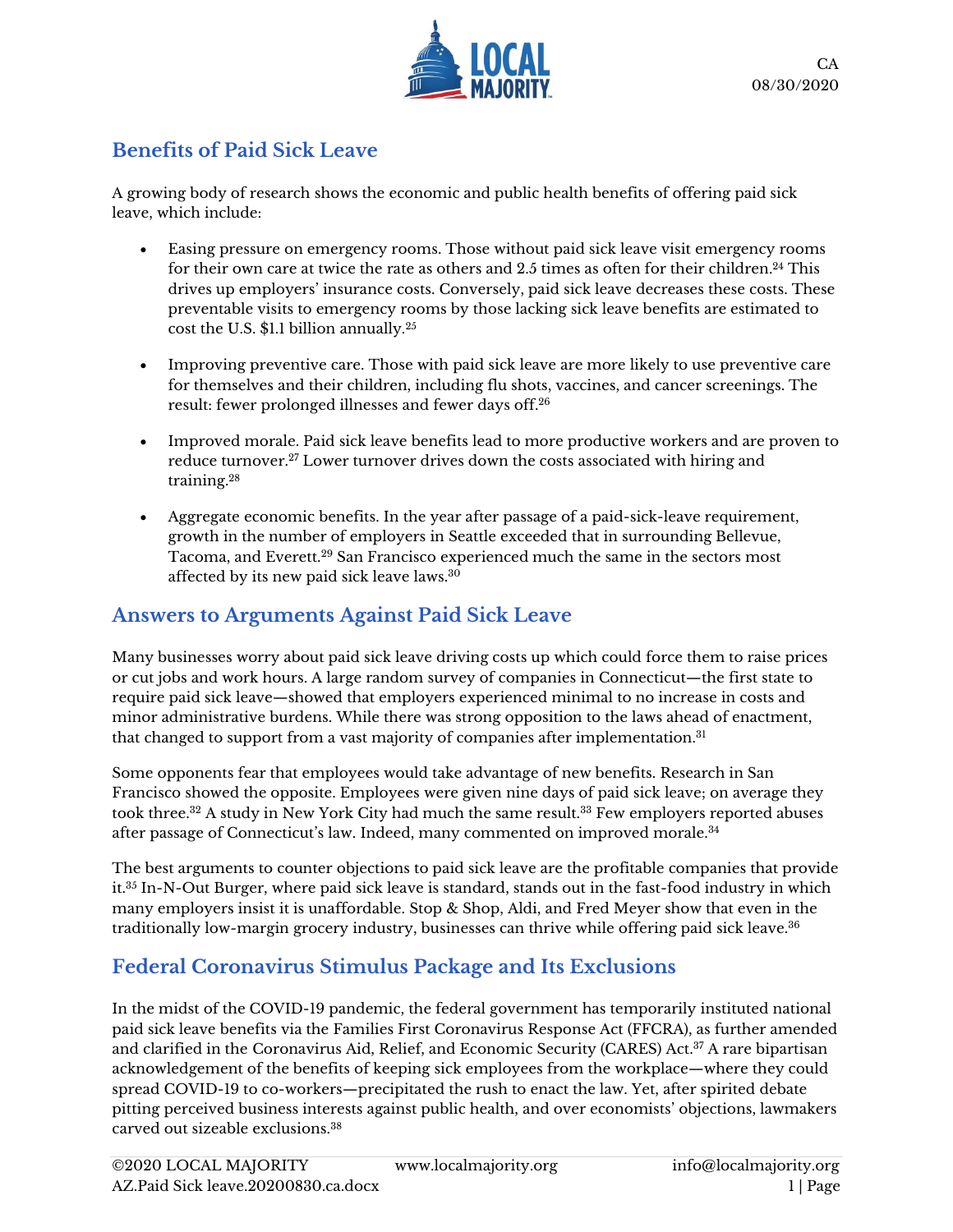## Benefits of Paid Sick Leave

A growing body of research shows the economic and public health benefits of offering paid sick leave, which include:

- Easing pressure on emergency rooms. Those without paid sick leave visit emergency rooms for their own care at twice the rate as others and 2.5 times as often for their children.[24] This drives up employers' insurance costs. Conversely, paid sick leave decreases these costs. These preventable visits to emergency rooms by those lacking sick leave benefits are estimated to cost the U.S. $1.1 billion annually.[25]

- Improving preventive care. Those with paid sick leave are more likely to use preventive care for themselves and their children, including flu shots, vaccines, and cancer screenings. The result: fewer prolonged illnesses and fewer days off.[26]

- Improved morale. Paid sick leave benefits lead to more productive workers and are proven to reduce turnover.[27] Lower turnover drives down the costs associated with hiring and training.[28]

- Aggregate economic benefits. In the year after passage of a paid-sick-leave requirement, growth in the number of employers in Seattle exceeded that in surrounding Bellevue, Tacoma, and Everett.[29] San Francisco experienced much the same in the sectors most affected by its new paid sick leave laws.[30]

## Answers to Arguments Against Paid Sick Leave

Many businesses worry about paid sick leave driving costs up which could force them to raise prices or cut jobs and work hours. A large random survey of companies in Connecticut—the first state to require paid sick leave—showed that employers experienced minimal to no increase in costs and minor administrative burdens. While there was strong opposition to the laws ahead of enactment, that changed to support from a vast majority of companies after implementation.[31]

Some opponents fear that employees would take advantage of new benefits. Research in San Francisco showed the opposite. Employees were given nine days of paid sick leave; on average they took three.[32] A study in New York City had much the same result.[33] Few employers reported abuses after passage of Connecticut's law. Indeed, many commented on improved morale.[34]

The best arguments to counter objections to paid sick leave are the profitable companies that provide it.[35] In-N-Out Burger, where paid sick leave is standard, stands out in the fast-food industry in which many employers insist it is unaffordable. Stop & Shop, Aldi, and Fred Meyer show that even in the traditionally low-margin grocery industry, businesses can thrive while offering paid sick leave.[36]

## Federal Coronavirus Stimulus Package and Its Exclusions

In the midst of the COVID-19 pandemic, the federal government has temporarily instituted national paid sick leave benefits via the Families First Coronavirus Response Act (FFCRA), as further amended and clarified in the Coronavirus Aid, Relief, and Economic Security (CARES) Act.[37] A rare bipartisan acknowledgement of the benefits of keeping sick employees from the workplace—where they could spread COVID-19 to co-workers—precipitated the rush to enact the law. Yet, after spirited debate pitting perceived business interests against public health, and over economists' objections, lawmakers carved out sizeable exclusions.[38]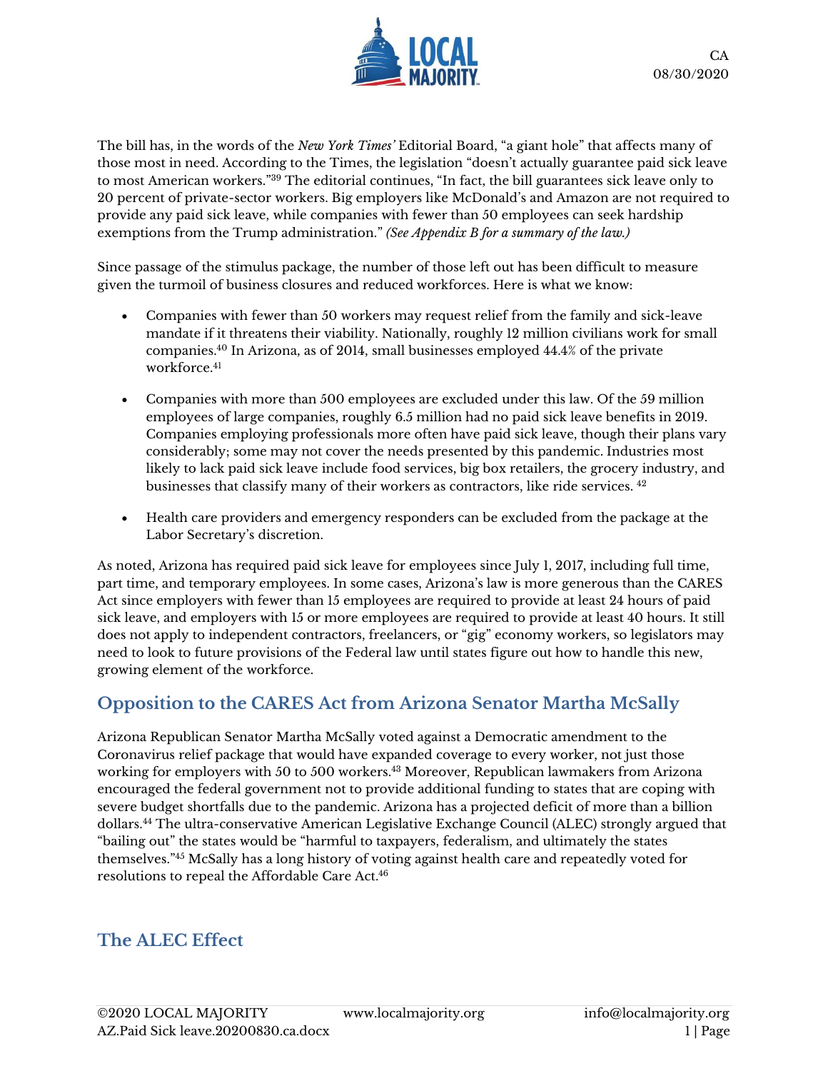The bill has, in the words of the *New York Times'* Editorial Board, "a giant hole" that affects many of those most in need. According to the Times, the legislation "doesn't actually guarantee paid sick leave to most American workers."[39] The editorial continues, "In fact, the bill guarantees sick leave only to 20 percent of private-sector workers. Big employers like McDonald's and Amazon are not required to provide any paid sick leave, while companies with fewer than 50 employees can seek hardship exemptions from the Trump administration." *(See Appendix B for a summary of the law.)*

Since passage of the stimulus package, the number of those left out has been difficult to measure given the turmoil of business closures and reduced workforces. Here is what we know:

- Companies with fewer than 50 workers may request relief from the family and sick-leave mandate if it threatens their viability. Nationally, roughly 12 million civilians work for small companies.[40] In Arizona, as of 2014, small businesses employed 44.4% of the private workforce.[41]
- Companies with more than 500 employees are excluded under this law. Of the 59 million employees of large companies, roughly 6.5 million had no paid sick leave benefits in 2019. Companies employing professionals more often have paid sick leave, though their plans vary considerably; some may not cover the needs presented by this pandemic. Industries most likely to lack paid sick leave include food services, big box retailers, the grocery industry, and businesses that classify many of their workers as contractors, like ride services. [42]
- Health care providers and emergency responders can be excluded from the package at the Labor Secretary's discretion.

As noted, Arizona has required paid sick leave for employees since July 1, 2017, including full time, part time, and temporary employees. In some cases, Arizona's law is more generous than the CARES Act since employers with fewer than 15 employees are required to provide at least 24 hours of paid sick leave, and employers with 15 or more employees are required to provide at least 40 hours. It still does not apply to independent contractors, freelancers, or "gig" economy workers, so legislators may need to look to future provisions of the Federal law until states figure out how to handle this new, growing element of the workforce.

## Opposition to the CARES Act from Arizona Senator Martha McSally

Arizona Republican Senator Martha McSally voted against a Democratic amendment to the Coronavirus relief package that would have expanded coverage to every worker, not just those working for employers with 50 to 500 workers.[43] Moreover, Republican lawmakers from Arizona encouraged the federal government not to provide additional funding to states that are coping with severe budget shortfalls due to the pandemic. Arizona has a projected deficit of more than a billion dollars.[44] The ultra-conservative American Legislative Exchange Council (ALEC) strongly argued that "bailing out" the states would be "harmful to taxpayers, federalism, and ultimately the states themselves."[45] McSally has a long history of voting against health care and repeatedly voted for resolutions to repeal the Affordable Care Act.[46]

## The ALEC Effect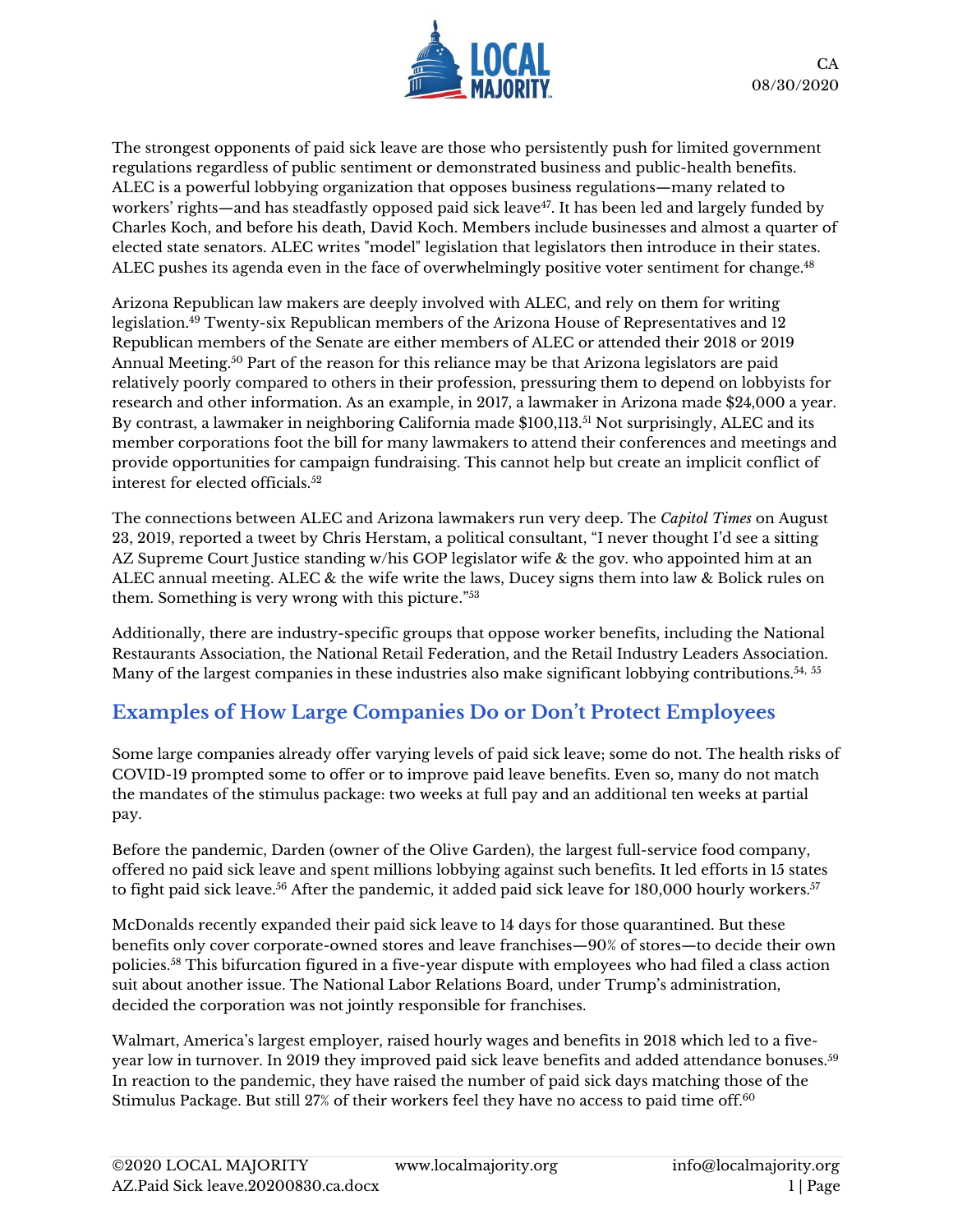The strongest opponents of paid sick leave are those who persistently push for limited government regulations regardless of public sentiment or demonstrated business and public-health benefits. ALEC is a powerful lobbying organization that opposes business regulations—many related to workers' rights—and has steadfastly opposed paid sick leave[47]. It has been led and largely funded by Charles Koch, and before his death, David Koch. Members include businesses and almost a quarter of elected state senators. ALEC writes "model" legislation that legislators then introduce in their states. ALEC pushes its agenda even in the face of overwhelmingly positive voter sentiment for change.[48]

Arizona Republican law makers are deeply involved with ALEC, and rely on them for writing legislation.[49] Twenty-six Republican members of the Arizona House of Representatives and 12 Republican members of the Senate are either members of ALEC or attended their 2018 or 2019 Annual Meeting.[50] Part of the reason for this reliance may be that Arizona legislators are paid relatively poorly compared to others in their profession, pressuring them to depend on lobbyists for research and other information. As an example, in 2017, a lawmaker in Arizona made $24,000 a year. By contrast, a lawmaker in neighboring California made $100,113.[51] Not surprisingly, ALEC and its member corporations foot the bill for many lawmakers to attend their conferences and meetings and provide opportunities for campaign fundraising. This cannot help but create an implicit conflict of interest for elected officials.[52]

The connections between ALEC and Arizona lawmakers run very deep. The *Capitol Times* on August 23, 2019, reported a tweet by Chris Herstam, a political consultant, "I never thought I'd see a sitting AZ Supreme Court Justice standing w/his GOP legislator wife & the gov. who appointed him at an ALEC annual meeting. ALEC & the wife write the laws, Ducey signs them into law & Bolick rules on them. Something is very wrong with this picture."[53]

Additionally, there are industry-specific groups that oppose worker benefits, including the National Restaurants Association, the National Retail Federation, and the Retail Industry Leaders Association. Many of the largest companies in these industries also make significant lobbying contributions.[54, 55]

## Examples of How Large Companies Do or Don't Protect Employees

Some large companies already offer varying levels of paid sick leave; some do not. The health risks of COVID-19 prompted some to offer or to improve paid leave benefits. Even so, many do not match the mandates of the stimulus package: two weeks at full pay and an additional ten weeks at partial pay.

Before the pandemic, Darden (owner of the Olive Garden), the largest full-service food company, offered no paid sick leave and spent millions lobbying against such benefits. It led efforts in 15 states to fight paid sick leave.[56] After the pandemic, it added paid sick leave for 180,000 hourly workers.[57]

McDonalds recently expanded their paid sick leave to 14 days for those quarantined. But these benefits only cover corporate-owned stores and leave franchises—90% of stores—to decide their own policies.[58] This bifurcation figured in a five-year dispute with employees who had filed a class action suit about another issue. The National Labor Relations Board, under Trump's administration, decided the corporation was not jointly responsible for franchises.

Walmart, America's largest employer, raised hourly wages and benefits in 2018 which led to a five-year low in turnover. In 2019 they improved paid sick leave benefits and added attendance bonuses.[59] In reaction to the pandemic, they have raised the number of paid sick days matching those of the Stimulus Package. But still 27% of their workers feel they have no access to paid time off.[60]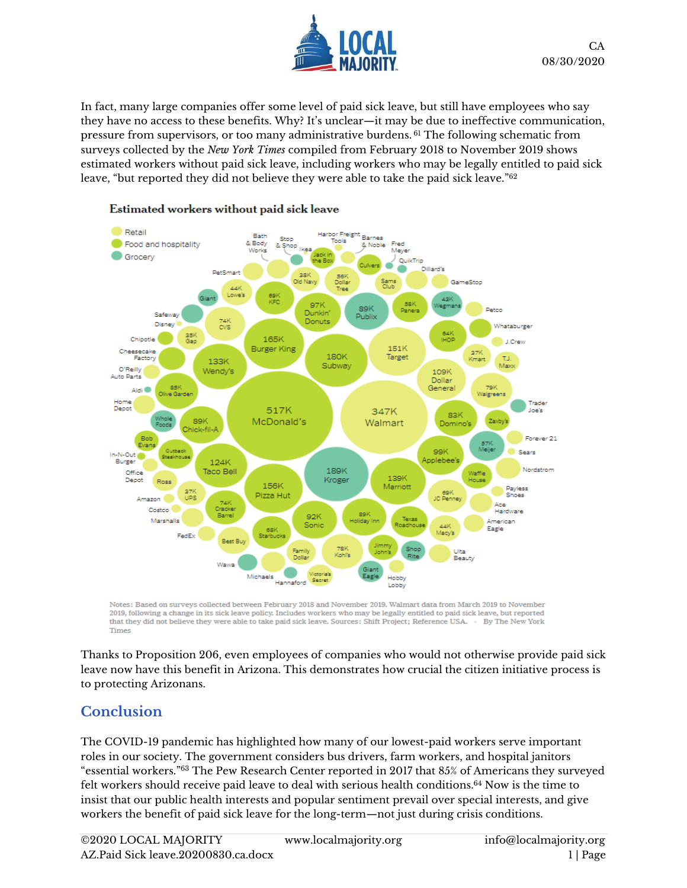In fact, many large companies offer some level of paid sick leave, but still have employees who say they have no access to these benefits. Why? It's unclear—it may be due to ineffective communication, pressure from supervisors, or too many administrative burdens.[61] The following schematic from surveys collected by the *New York Times* compiled from February 2018 to November 2019 shows estimated workers without paid sick leave, including workers who may be legally entitled to paid sick leave, "but reported they did not believe they were able to take the paid sick leave."[62]

**Estimated workers without paid sick leave**

Notes: Based on surveys collected between February 2018 and November 2019. Walmart data from March 2019 to November 2019, following a change in its sick leave policy. Includes workers who may be legally entitled to paid sick leave, but reported that they did not believe they were able to take paid sick leave. Sources: Shift Project; Reference USA. · By The New York Times

Thanks to Proposition 206, even employees of companies who would not otherwise provide paid sick leave now have this benefit in Arizona. This demonstrates how crucial the citizen initiative process is to protecting Arizonans.

## Conclusion

The COVID-19 pandemic has highlighted how many of our lowest-paid workers serve important roles in our society. The government considers bus drivers, farm workers, and hospital janitors "essential workers."[63] The Pew Research Center reported in 2017 that 85% of Americans they surveyed felt workers should receive paid leave to deal with serious health conditions.[64] Now is the time to insist that our public health interests and popular sentiment prevail over special interests, and give workers the benefit of paid sick leave for the long-term—not just during crisis conditions.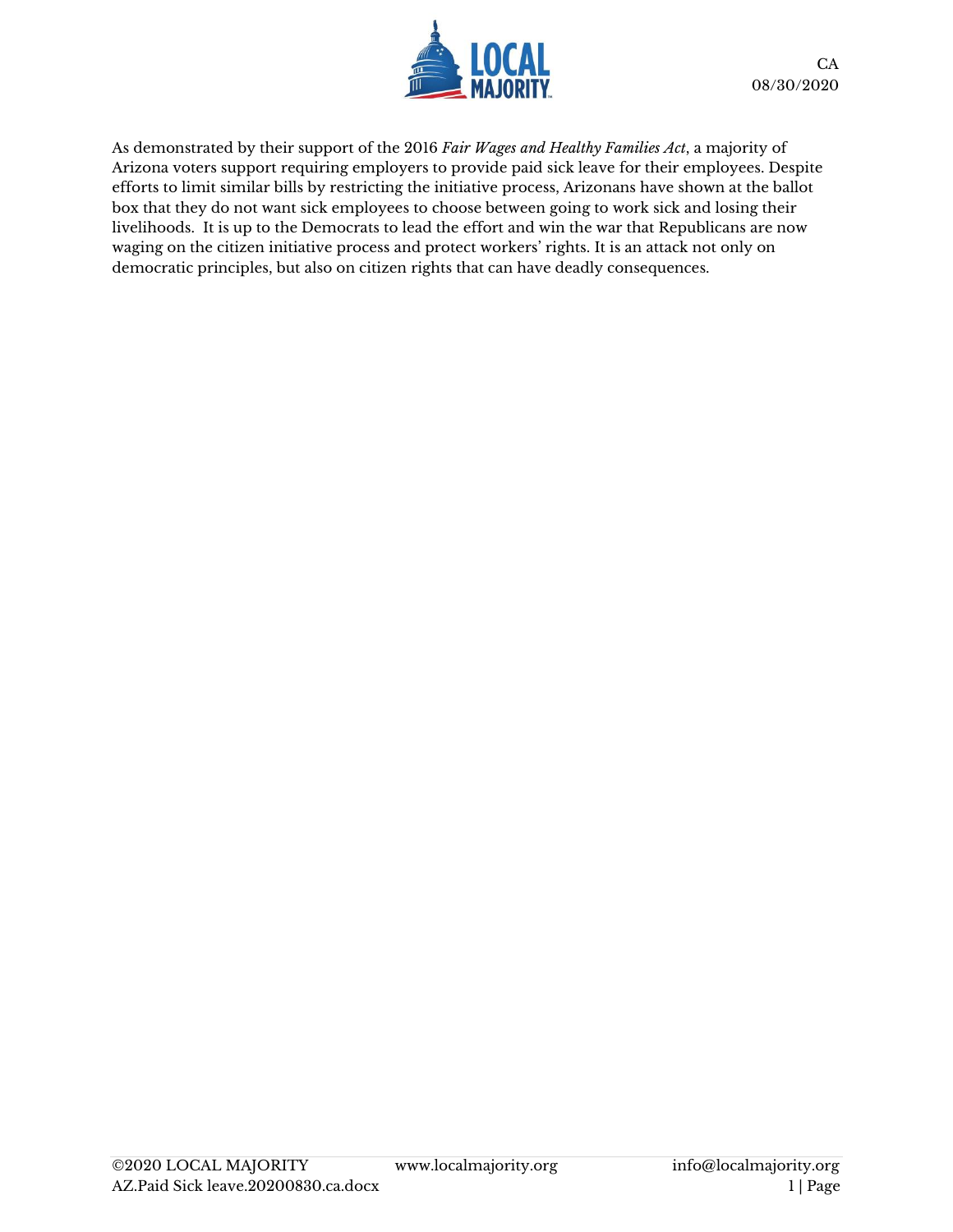As demonstrated by their support of the 2016 *Fair Wages and Healthy Families Act*, a majority of Arizona voters support requiring employers to provide paid sick leave for their employees. Despite efforts to limit similar bills by restricting the initiative process, Arizonans have shown at the ballot box that they do not want sick employees to choose between going to work sick and losing their livelihoods. It is up to the Democrats to lead the effort and win the war that Republicans are now waging on the citizen initiative process and protect workers' rights. It is an attack not only on democratic principles, but also on citizen rights that can have deadly consequences.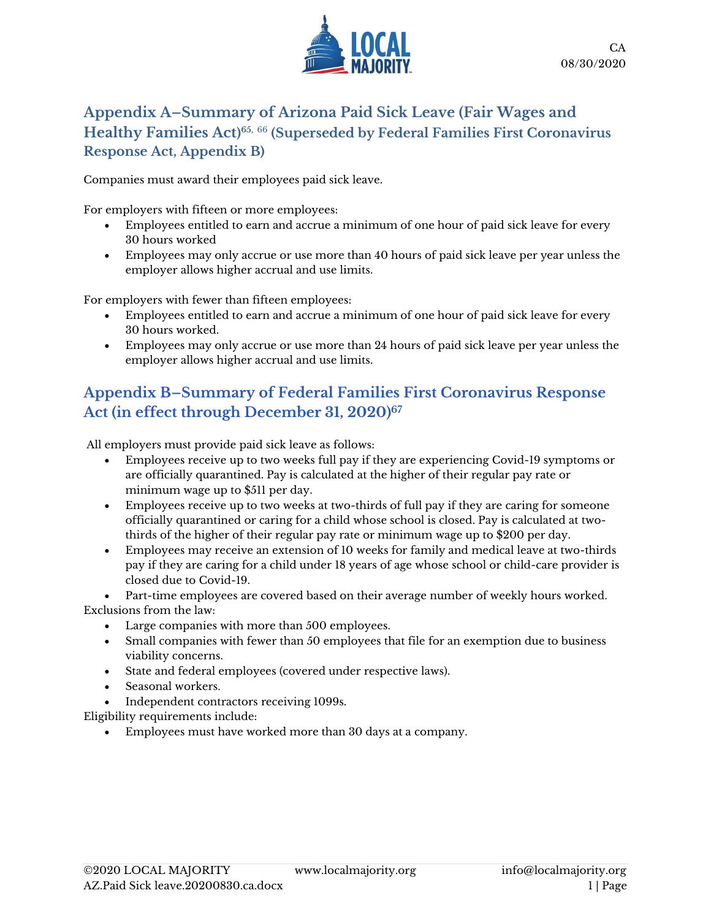## Appendix A–Summary of Arizona Paid Sick Leave (Fair Wages and Healthy Families Act)[65, 66] (Superseded by Federal Families First Coronavirus Response Act, Appendix B)

Companies must award their employees paid sick leave.

For employers with fifteen or more employees:

- Employees entitled to earn and accrue a minimum of one hour of paid sick leave for every 30 hours worked
- Employees may only accrue or use more than 40 hours of paid sick leave per year unless the employer allows higher accrual and use limits.

For employers with fewer than fifteen employees:

- Employees entitled to earn and accrue a minimum of one hour of paid sick leave for every 30 hours worked.
- Employees may only accrue or use more than 24 hours of paid sick leave per year unless the employer allows higher accrual and use limits.

## Appendix B–Summary of Federal Families First Coronavirus Response Act (in effect through December 31, 2020)[67]

All employers must provide paid sick leave as follows:

- Employees receive up to two weeks full pay if they are experiencing Covid-19 symptoms or are officially quarantined. Pay is calculated at the higher of their regular pay rate or minimum wage up to $511 per day.
- Employees receive up to two weeks at two-thirds of full pay if they are caring for someone officially quarantined or caring for a child whose school is closed. Pay is calculated at two-thirds of the higher of their regular pay rate or minimum wage up to $200 per day.
- Employees may receive an extension of 10 weeks for family and medical leave at two-thirds pay if they are caring for a child under 18 years of age whose school or child-care provider is closed due to Covid-19.
- Part-time employees are covered based on their average number of weekly hours worked.

Exclusions from the law:

- Large companies with more than 500 employees.
- Small companies with fewer than 50 employees that file for an exemption due to business viability concerns.
- State and federal employees (covered under respective laws).
- Seasonal workers.
- Independent contractors receiving 1099s.

Eligibility requirements include:

- Employees must have worked more than 30 days at a company.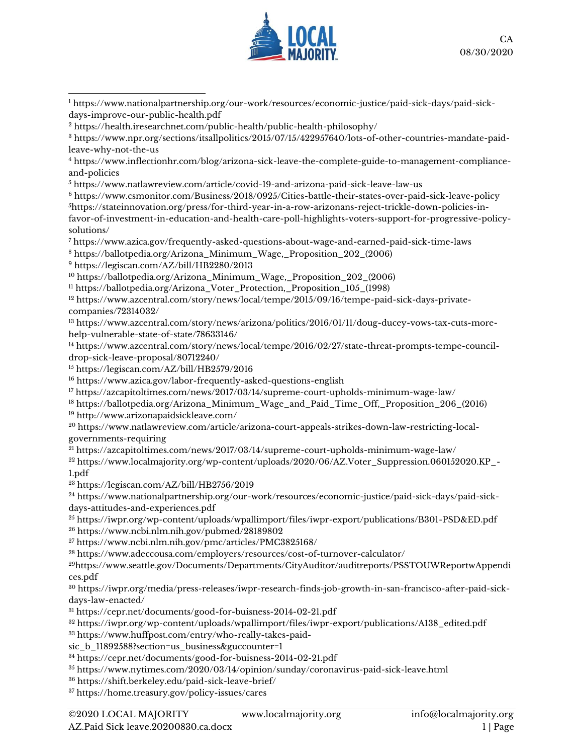[1] https://www.nationalpartnership.org/our-work/resources/economic-justice/paid-sick-days/paid-sick-days-improve-our-public-health.pdf

[2] https://health.iresearchnet.com/public-health/public-health-philosophy/

[3] https://www.npr.org/sections/itsallpolitics/2015/07/15/422957640/lots-of-other-countries-mandate-paid-leave-why-not-the-us

[4] https://www.inflectionhr.com/blog/arizona-sick-leave-the-complete-guide-to-management-compliance-and-policies

[5] https://www.natlawreview.com/article/covid-19-and-arizona-paid-sick-leave-law-us

[6] https://www.csmonitor.com/Business/2018/0925/Cities-battle-their-states-over-paid-sick-leave-policy

[5]https://stateinnovation.org/press/for-third-year-in-a-row-arizonans-reject-trickle-down-policies-in-favor-of-investment-in-education-and-health-care-poll-highlights-voters-support-for-progressive-policy-solutions/

[7] https://www.azica.gov/frequently-asked-questions-about-wage-and-earned-paid-sick-time-laws

[8] https://ballotpedia.org/Arizona_Minimum_Wage,_Proposition_202_(2006)

[9] https://legiscan.com/AZ/bill/HB2280/2013

[10] https://ballotpedia.org/Arizona_Minimum_Wage,_Proposition_202_(2006)

[11] https://ballotpedia.org/Arizona_Voter_Protection,_Proposition_105_(1998)

[12] https://www.azcentral.com/story/news/local/tempe/2015/09/16/tempe-paid-sick-days-private-companies/72314032/

[13] https://www.azcentral.com/story/news/arizona/politics/2016/01/11/doug-ducey-vows-tax-cuts-more-help-vulnerable-state-of-state/78633146/

[14] https://www.azcentral.com/story/news/local/tempe/2016/02/27/state-threat-prompts-tempe-council-drop-sick-leave-proposal/80712240/

[15] https://legiscan.com/AZ/bill/HB2579/2016

[16] https://www.azica.gov/labor-frequently-asked-questions-english

[17] https://azcapitoltimes.com/news/2017/03/14/supreme-court-upholds-minimum-wage-law/

[18] https://ballotpedia.org/Arizona_Minimum_Wage_and_Paid_Time_Off,_Proposition_206_(2016)

[19] http://www.arizonapaidsickleave.com/

[20] https://www.natlawreview.com/article/arizona-court-appeals-strikes-down-law-restricting-local-governments-requiring

[21] https://azcapitoltimes.com/news/2017/03/14/supreme-court-upholds-minimum-wage-law/

[22] https://www.localmajority.org/wp-content/uploads/2020/06/AZ.Voter_Suppression.060152020.KP_-1.pdf

[23] https://legiscan.com/AZ/bill/HB2756/2019

[24] https://www.nationalpartnership.org/our-work/resources/economic-justice/paid-sick-days/paid-sick-days-attitudes-and-experiences.pdf

[25] https://iwpr.org/wp-content/uploads/wpallimport/files/iwpr-export/publications/B301-PSD&ED.pdf

[26] https://www.ncbi.nlm.nih.gov/pubmed/28189802

[27] https://www.ncbi.nlm.nih.gov/pmc/articles/PMC3825168/

[28] https://www.adeccousa.com/employers/resources/cost-of-turnover-calculator/

[29]https://www.seattle.gov/Documents/Departments/CityAuditor/auditreports/PSSTOUWReportwAppendices.pdf

[30] https://iwpr.org/media/press-releases/iwpr-research-finds-job-growth-in-san-francisco-after-paid-sick-days-law-enacted/

[31] https://cepr.net/documents/good-for-buisness-2014-02-21.pdf

[32] https://iwpr.org/wp-content/uploads/wpallimport/files/iwpr-export/publications/A138_edited.pdf

[33] https://www.huffpost.com/entry/who-really-takes-paid-sic_b_11892588?section=us_business&guccounter=1

[34] https://cepr.net/documents/good-for-buisness-2014-02-21.pdf

[35] https://www.nytimes.com/2020/03/14/opinion/sunday/coronavirus-paid-sick-leave.html

[36] https://shift.berkeley.edu/paid-sick-leave-brief/

[37] https://home.treasury.gov/policy-issues/cares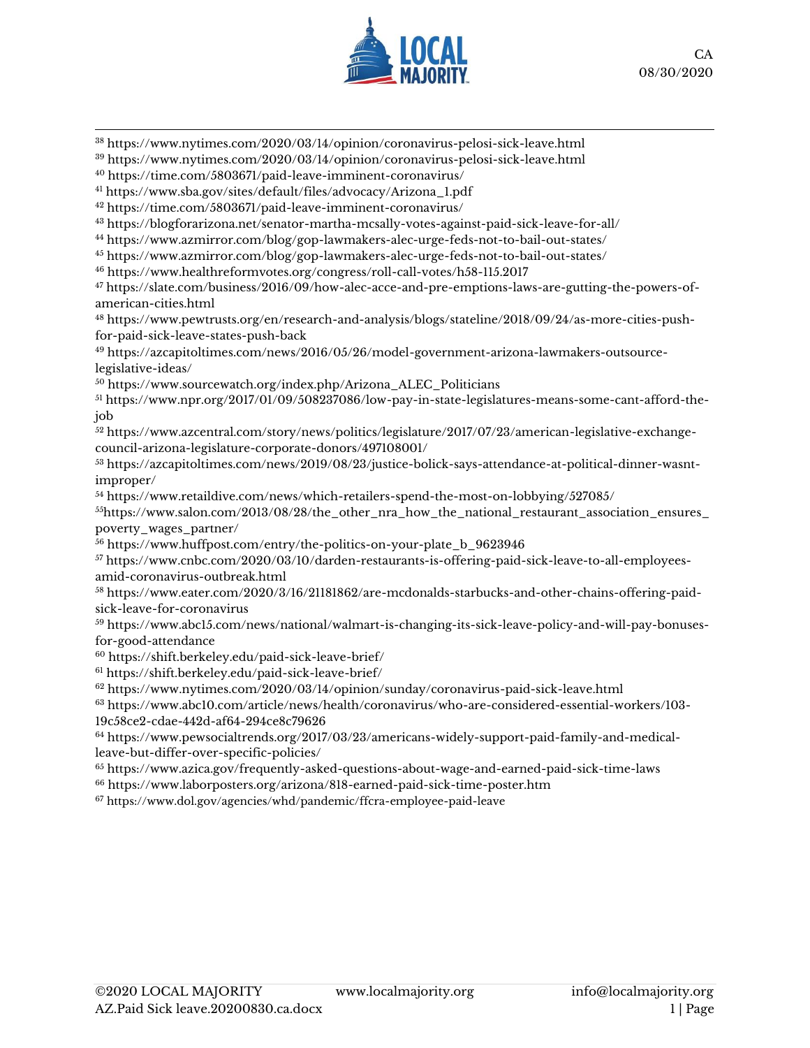[38] https://www.nytimes.com/2020/03/14/opinion/coronavirus-pelosi-sick-leave.html

[39] https://www.nytimes.com/2020/03/14/opinion/coronavirus-pelosi-sick-leave.html

[40] https://time.com/5803671/paid-leave-imminent-coronavirus/

[41] https://www.sba.gov/sites/default/files/advocacy/Arizona_1.pdf

[42] https://time.com/5803671/paid-leave-imminent-coronavirus/

[43] https://blogforarizona.net/senator-martha-mcsally-votes-against-paid-sick-leave-for-all/

[44] https://www.azmirror.com/blog/gop-lawmakers-alec-urge-feds-not-to-bail-out-states/

[45] https://www.azmirror.com/blog/gop-lawmakers-alec-urge-feds-not-to-bail-out-states/

[46] https://www.healthreformvotes.org/congress/roll-call-votes/h58-115.2017

[47] https://slate.com/business/2016/09/how-alec-acce-and-pre-emptions-laws-are-gutting-the-powers-of-american-cities.html

[48] https://www.pewtrusts.org/en/research-and-analysis/blogs/stateline/2018/09/24/as-more-cities-push-for-paid-sick-leave-states-push-back

[49] https://azcapitoltimes.com/news/2016/05/26/model-government-arizona-lawmakers-outsource-legislative-ideas/

[50] https://www.sourcewatch.org/index.php/Arizona_ALEC_Politicians

[51] https://www.npr.org/2017/01/09/508237086/low-pay-in-state-legislatures-means-some-cant-afford-the-job

[52] https://www.azcentral.com/story/news/politics/legislature/2017/07/23/american-legislative-exchange-council-arizona-legislature-corporate-donors/497108001/

[53] https://azcapitoltimes.com/news/2019/08/23/justice-bolick-says-attendance-at-political-dinner-wasnt-improper/

[54] https://www.retaildive.com/news/which-retailers-spend-the-most-on-lobbying/527085/

[55] https://www.salon.com/2013/08/28/the_other_nra_how_the_national_restaurant_association_ensures_poverty_wages_partner/

[56] https://www.huffpost.com/entry/the-politics-on-your-plate_b_9623946

[57] https://www.cnbc.com/2020/03/10/darden-restaurants-is-offering-paid-sick-leave-to-all-employees-amid-coronavirus-outbreak.html

[58] https://www.eater.com/2020/3/16/21181862/are-mcdonalds-starbucks-and-other-chains-offering-paid-sick-leave-for-coronavirus

[59] https://www.abc15.com/news/national/walmart-is-changing-its-sick-leave-policy-and-will-pay-bonuses-for-good-attendance

[60] https://shift.berkeley.edu/paid-sick-leave-brief/

[61] https://shift.berkeley.edu/paid-sick-leave-brief/

[62] https://www.nytimes.com/2020/03/14/opinion/sunday/coronavirus-paid-sick-leave.html

[63] https://www.abc10.com/article/news/health/coronavirus/who-are-considered-essential-workers/103-19c58ce2-cdae-442d-af64-294ce8c79626

[64] https://www.pewsocialtrends.org/2017/03/23/americans-widely-support-paid-family-and-medical-leave-but-differ-over-specific-policies/

[65] https://www.azica.gov/frequently-asked-questions-about-wage-and-earned-paid-sick-time-laws

[66] https://www.laborposters.org/arizona/818-earned-paid-sick-time-poster.htm

[67] https://www.dol.gov/agencies/whd/pandemic/ffcra-employee-paid-leave